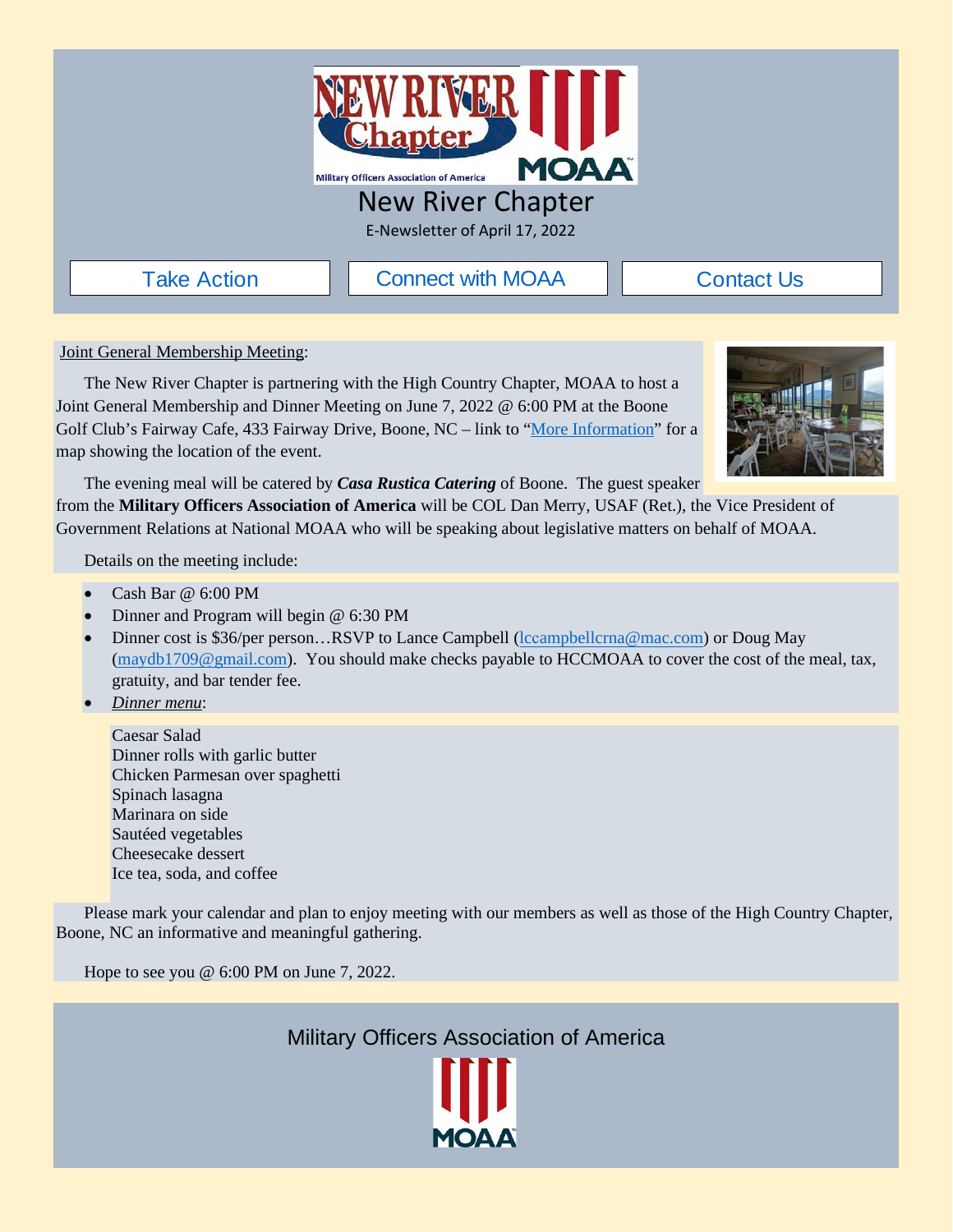# New River Chapter

E-Newsletter of April 17, 2022

Take Action | Connect with MOAA | Contact Us

Joint General Membership Meeting:

The New River Chapter is partnering with the High Country Chapter, MOAA to host a Joint General Membership and Dinner Meeting on June 7, 2022 @ 6:00 PM at the Boone Golf Club's Fairway Cafe, 433 Fairway Drive, Boone, NC – link to "More Information" for a map showing the location of the event.

The evening meal will be catered by ***Casa Rustica Catering*** of Boone. The guest speaker from the **Military Officers Association of America** will be COL Dan Merry, USAF (Ret.), the Vice President of Government Relations at National MOAA who will be speaking about legislative matters on behalf of MOAA.

Details on the meeting include:

- Cash Bar @ 6:00 PM
- Dinner and Program will begin @ 6:30 PM
- Dinner cost is $36/per person…RSVP to Lance Campbell (lccampbellcrna@mac.com) or Doug May (maydb1709@gmail.com). You should make checks payable to HCCMOAA to cover the cost of the meal, tax, gratuity, and bar tender fee.
- *Dinner menu*:

  Caesar Salad  
  Dinner rolls with garlic butter  
  Chicken Parmesan over spaghetti  
  Spinach lasagna  
  Marinara on side  
  Sautéed vegetables  
  Cheesecake dessert  
  Ice tea, soda, and coffee

Please mark your calendar and plan to enjoy meeting with our members as well as those of the High Country Chapter, Boone, NC an informative and meaningful gathering.

Hope to see you @ 6:00 PM on June 7, 2022.

Military Officers Association of America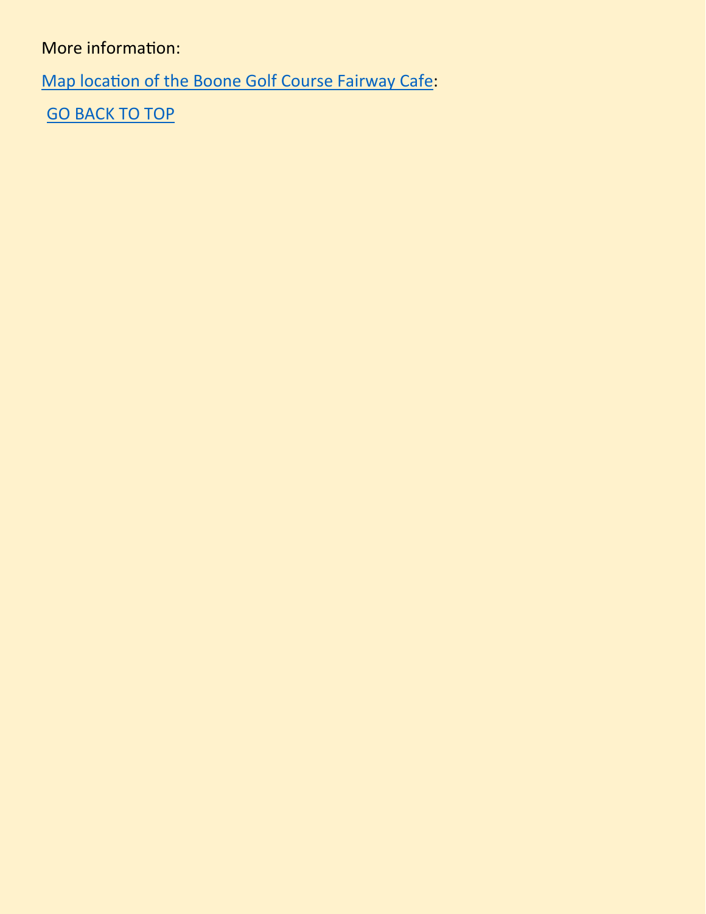More information:

Map location of the Boone Golf Course Fairway Cafe:

GO BACK TO TOP